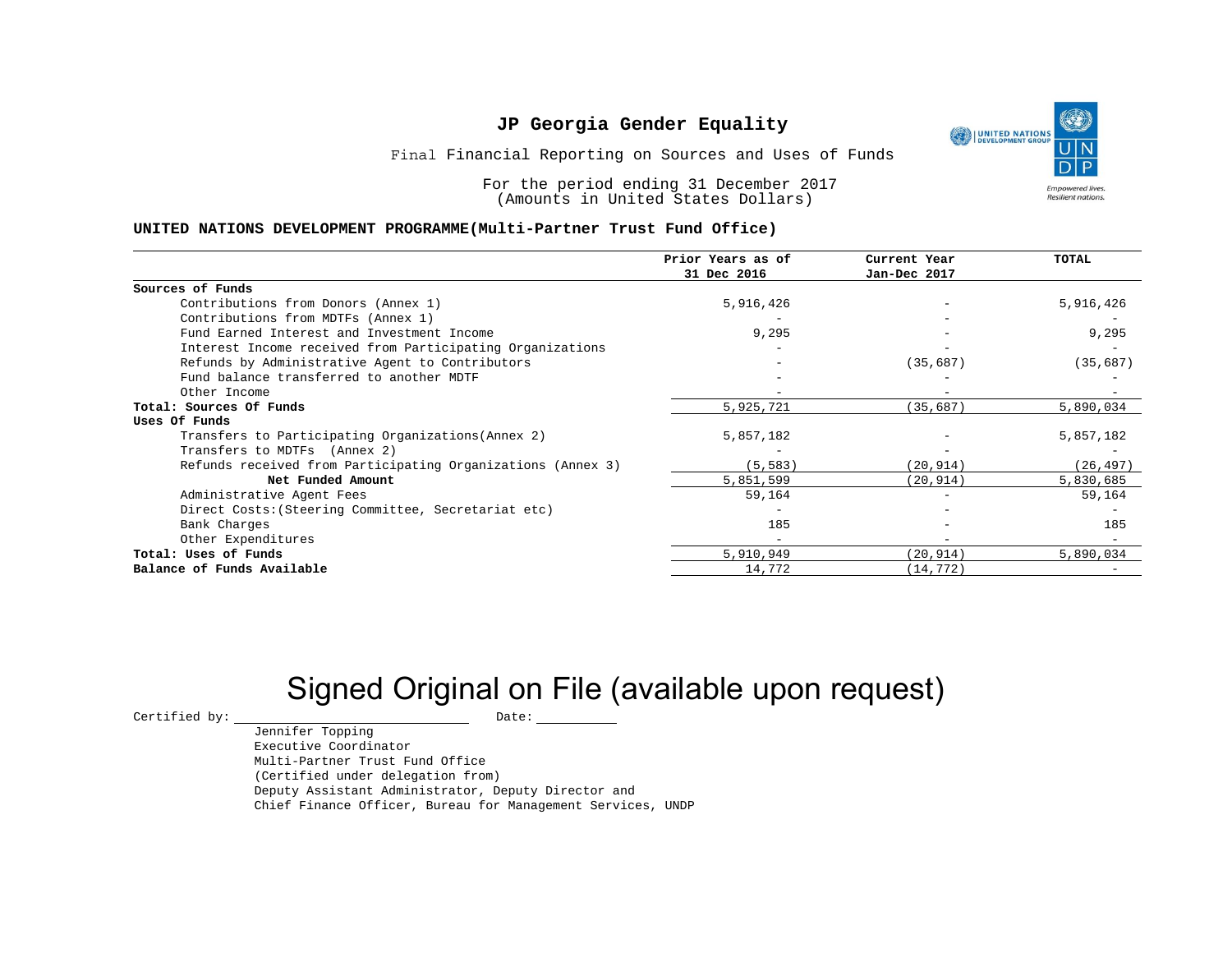# JP Georgia Gender Equality

Final Financial Reporting on Sources and Uses of Funds

For the period ending 31 December 2017
(Amounts in United States Dollars)

**UNITED NATIONS DEVELOPMENT PROGRAMME(Multi-Partner Trust Fund Office)**

| | Prior Years as of 31 Dec 2016 | Current Year Jan-Dec 2017 | TOTAL |
|---|---|---|---|
| **Sources of Funds** | | | |
| Contributions from Donors (Annex 1) | 5,916,426 | - | 5,916,426 |
| Contributions from MDTFs (Annex 1) | - | - | - |
| Fund Earned Interest and Investment Income | 9,295 | - | 9,295 |
| Interest Income received from Participating Organizations | - | - | - |
| Refunds by Administrative Agent to Contributors | - | (35,687) | (35,687) |
| Fund balance transferred to another MDTF | - | - | - |
| Other Income | - | - | - |
| **Total: Sources Of Funds** | 5,925,721 | (35,687) | 5,890,034 |
| **Uses Of Funds** | | | |
| Transfers to Participating Organizations(Annex 2) | 5,857,182 | - | 5,857,182 |
| Transfers to MDTFs (Annex 2) | - | - | - |
| Refunds received from Participating Organizations (Annex 3) | (5,583) | (20,914) | (26,497) |
| **Net Funded Amount** | 5,851,599 | (20,914) | 5,830,685 |
| Administrative Agent Fees | 59,164 | - | 59,164 |
| Direct Costs:(Steering Committee, Secretariat etc) | - | - | - |
| Bank Charges | 185 | - | 185 |
| Other Expenditures | - | - | - |
| **Total: Uses of Funds** | 5,910,949 | (20,914) | 5,890,034 |
| **Balance of Funds Available** | 14,772 | (14,772) | - |

Signed Original on File (available upon request)

Certified by: \_\_\_\_\_\_\_\_\_\_\_\_\_\_\_\_\_\_\_\_ Date: \_\_\_\_\_\_\_\_

Jennifer Topping
Executive Coordinator
Multi-Partner Trust Fund Office
(Certified under delegation from)
Deputy Assistant Administrator, Deputy Director and
Chief Finance Officer, Bureau for Management Services, UNDP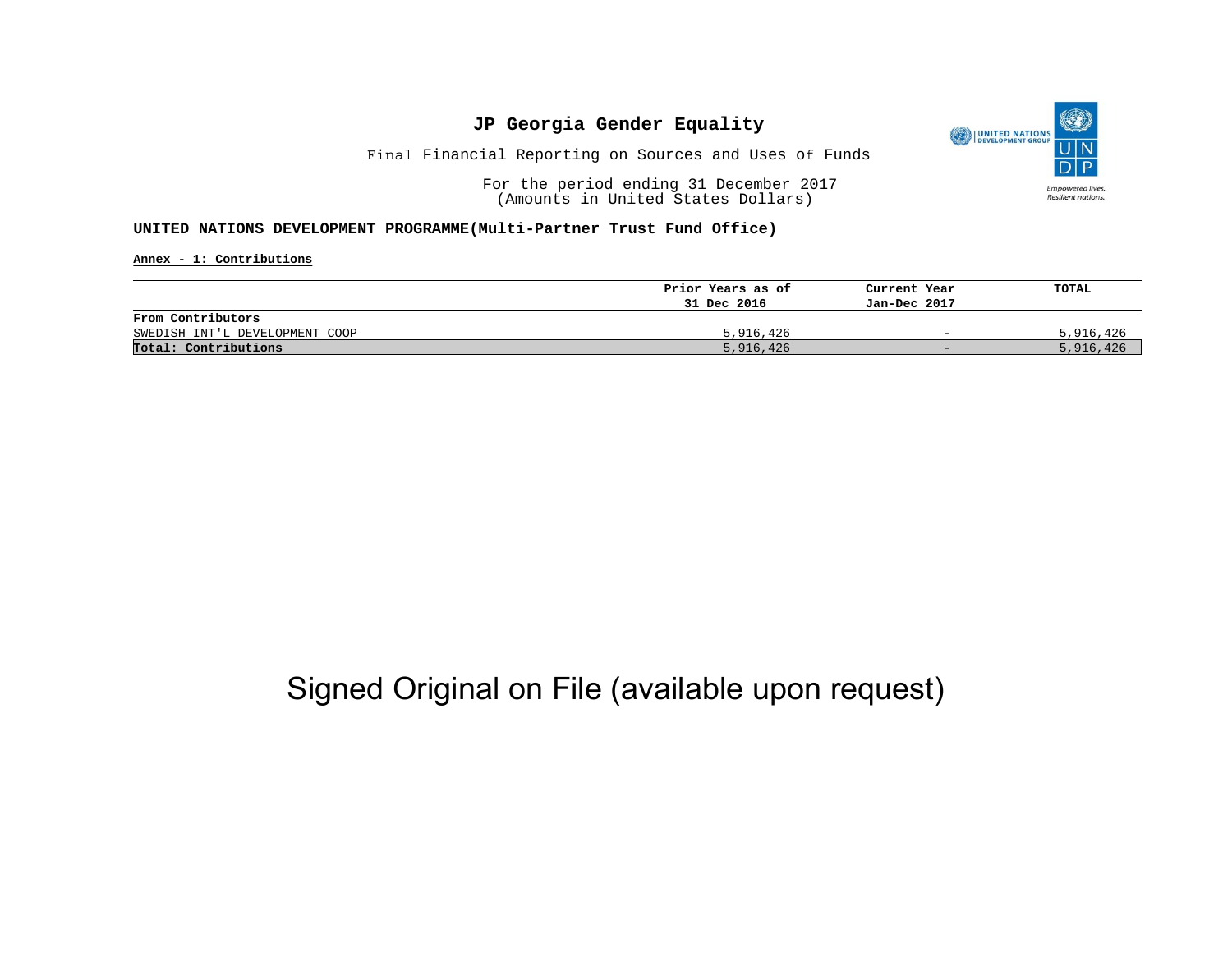# JP Georgia Gender Equality

Final Financial Reporting on Sources and Uses of Funds

For the period ending 31 December 2017
(Amounts in United States Dollars)

**UNITED NATIONS DEVELOPMENT PROGRAMME(Multi-Partner Trust Fund Office)**

**Annex - 1: Contributions**

| | Prior Years as of 31 Dec 2016 | Current Year Jan-Dec 2017 | TOTAL |
|---|---|---|---|
| **From Contributors** | | | |
| SWEDISH INT'L DEVELOPMENT COOP | 5,916,426 | - | 5,916,426 |
| **Total: Contributions** | 5,916,426 | - | 5,916,426 |

Signed Original on File (available upon request)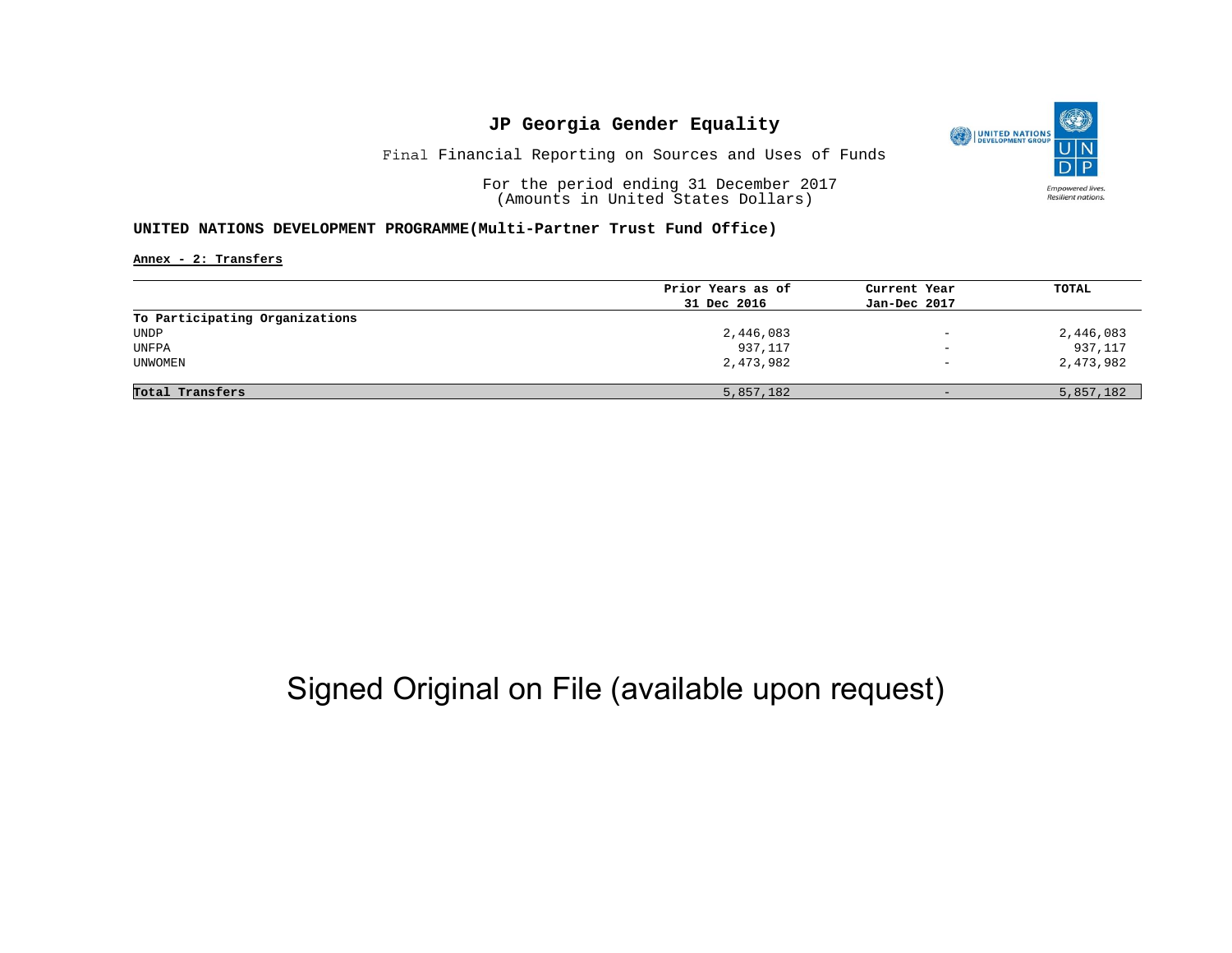# JP Georgia Gender Equality

Final Financial Reporting on Sources and Uses of Funds

For the period ending 31 December 2017
(Amounts in United States Dollars)

**UNITED NATIONS DEVELOPMENT PROGRAMME(Multi-Partner Trust Fund Office)**

**Annex - 2: Transfers**

| | Prior Years as of 31 Dec 2016 | Current Year Jan-Dec 2017 | TOTAL |
|---|---|---|---|
| **To Participating Organizations** | | | |
| UNDP | 2,446,083 | - | 2,446,083 |
| UNFPA | 937,117 | - | 937,117 |
| UNWOMEN | 2,473,982 | - | 2,473,982 |
| **Total Transfers** | 5,857,182 | - | 5,857,182 |

Signed Original on File (available upon request)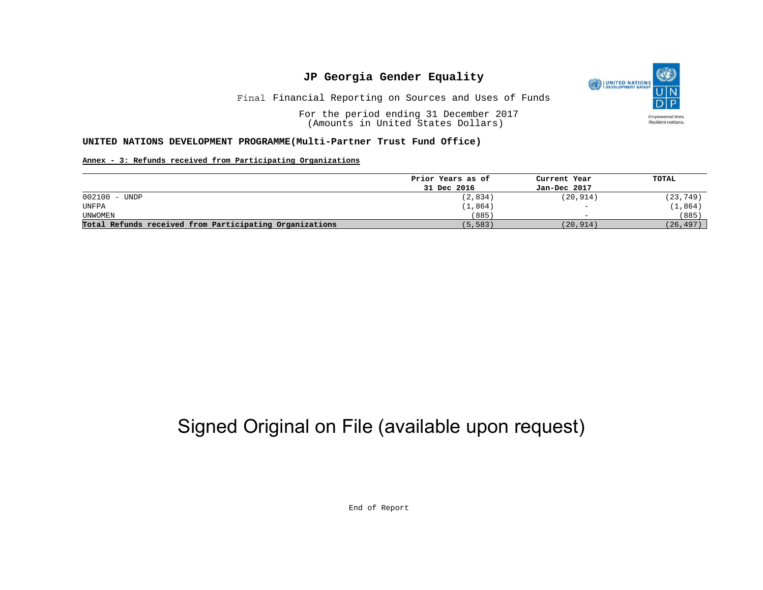# JP Georgia Gender Equality

Final Financial Reporting on Sources and Uses of Funds

For the period ending 31 December 2017
(Amounts in United States Dollars)

**UNITED NATIONS DEVELOPMENT PROGRAMME(Multi-Partner Trust Fund Office)**

**Annex - 3: Refunds received from Participating Organizations**

| | Prior Years as of 31 Dec 2016 | Current Year Jan-Dec 2017 | TOTAL |
|---|---|---|---|
| 002100 - UNDP | (2,834) | (20,914) | (23,749) |
| UNFPA | (1,864) | - | (1,864) |
| UNWOMEN | (885) | - | (885) |
| **Total Refunds received from Participating Organizations** | (5,583) | (20,914) | (26,497) |

Signed Original on File (available upon request)

End of Report